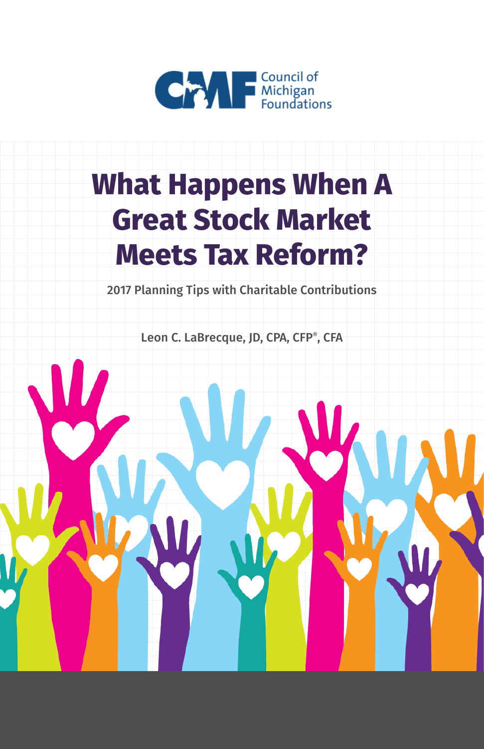Council of Michigan Foundations

# What Happens When A Great Stock Market Meets Tax Reform?

2017 Planning Tips with Charitable Contributions

Leon C. LaBrecque, JD, CPA, CFP®, CFA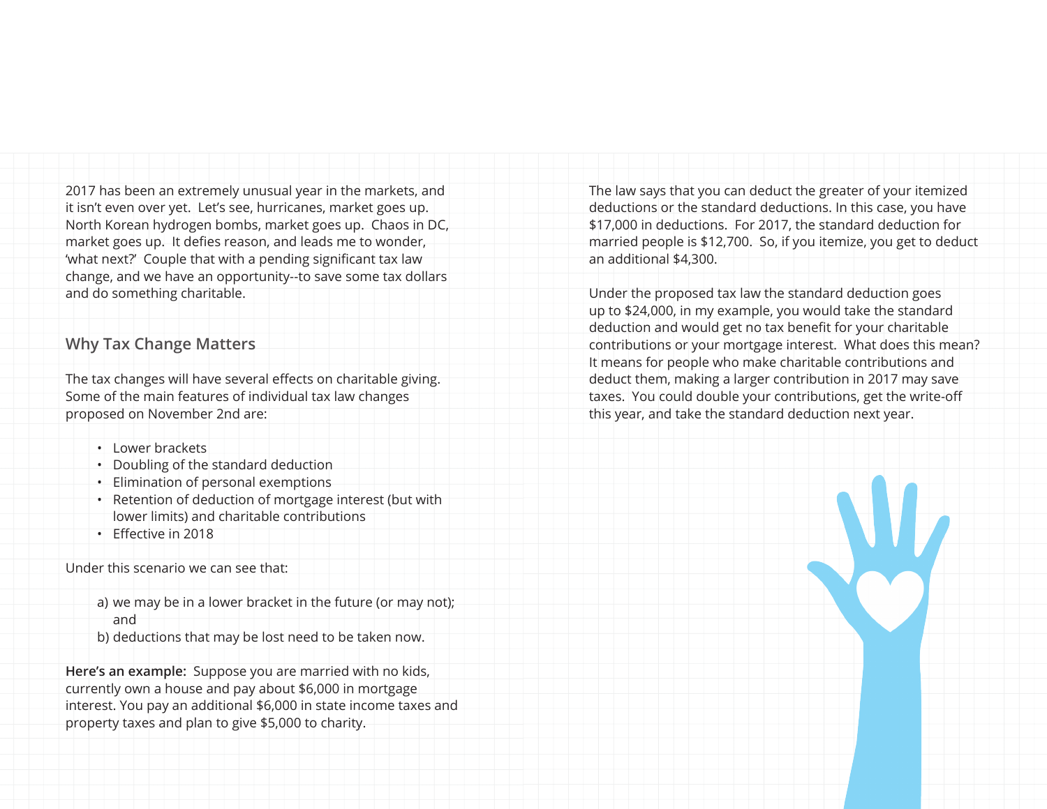2017 has been an extremely unusual year in the markets, and it isn't even over yet. Let's see, hurricanes, market goes up. North Korean hydrogen bombs, market goes up. Chaos in DC, market goes up. It defies reason, and leads me to wonder, 'what next?' Couple that with a pending significant tax law change, and we have an opportunity--to save some tax dollars and do something charitable.

## Why Tax Change Matters

The tax changes will have several effects on charitable giving. Some of the main features of individual tax law changes proposed on November 2nd are:

- Lower brackets
- Doubling of the standard deduction
- Elimination of personal exemptions
- Retention of deduction of mortgage interest (but with lower limits) and charitable contributions
- Effective in 2018

Under this scenario we can see that:

a) we may be in a lower bracket in the future (or may not); and
b) deductions that may be lost need to be taken now.

**Here's an example:** Suppose you are married with no kids, currently own a house and pay about $6,000 in mortgage interest. You pay an additional $6,000 in state income taxes and property taxes and plan to give $5,000 to charity.

The law says that you can deduct the greater of your itemized deductions or the standard deductions. In this case, you have $17,000 in deductions. For 2017, the standard deduction for married people is $12,700. So, if you itemize, you get to deduct an additional $4,300.

Under the proposed tax law the standard deduction goes up to $24,000, in my example, you would take the standard deduction and would get no tax benefit for your charitable contributions or your mortgage interest. What does this mean? It means for people who make charitable contributions and deduct them, making a larger contribution in 2017 may save taxes. You could double your contributions, get the write-off this year, and take the standard deduction next year.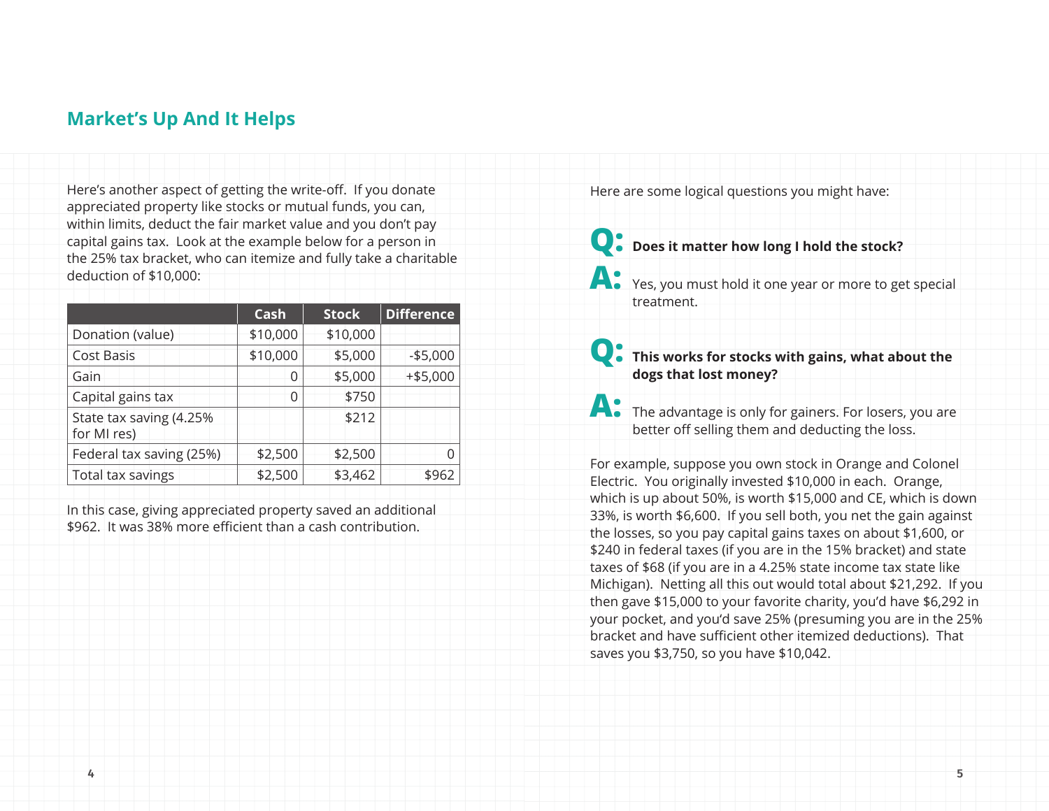## Market's Up And It Helps

Here's another aspect of getting the write-off. If you donate appreciated property like stocks or mutual funds, you can, within limits, deduct the fair market value and you don't pay capital gains tax. Look at the example below for a person in the 25% tax bracket, who can itemize and fully take a charitable deduction of $10,000:

| | Cash | Stock | Difference |
|---|---|---|---|
| Donation (value) | $10,000 | $10,000 | |
| Cost Basis | $10,000 | $5,000 | -$5,000 |
| Gain | 0 | $5,000 | +$5,000 |
| Capital gains tax | 0 | $750 | |
| State tax saving (4.25% for MI res) | | $212 | |
| Federal tax saving (25%) | $2,500 | $2,500 | 0 |
| Total tax savings | $2,500 | $3,462 | $962 |

In this case, giving appreciated property saved an additional $962. It was 38% more efficient than a cash contribution.

Here are some logical questions you might have:

**Q: Does it matter how long I hold the stock?**

**A:** Yes, you must hold it one year or more to get special treatment.

**Q: This works for stocks with gains, what about the dogs that lost money?**

**A:** The advantage is only for gainers. For losers, you are better off selling them and deducting the loss.

For example, suppose you own stock in Orange and Colonel Electric. You originally invested $10,000 in each. Orange, which is up about 50%, is worth $15,000 and CE, which is down 33%, is worth $6,600. If you sell both, you net the gain against the losses, so you pay capital gains taxes on about $1,600, or $240 in federal taxes (if you are in the 15% bracket) and state taxes of $68 (if you are in a 4.25% state income tax state like Michigan). Netting all this out would total about $21,292. If you then gave $15,000 to your favorite charity, you'd have $6,292 in your pocket, and you'd save 25% (presuming you are in the 25% bracket and have sufficient other itemized deductions). That saves you $3,750, so you have $10,042.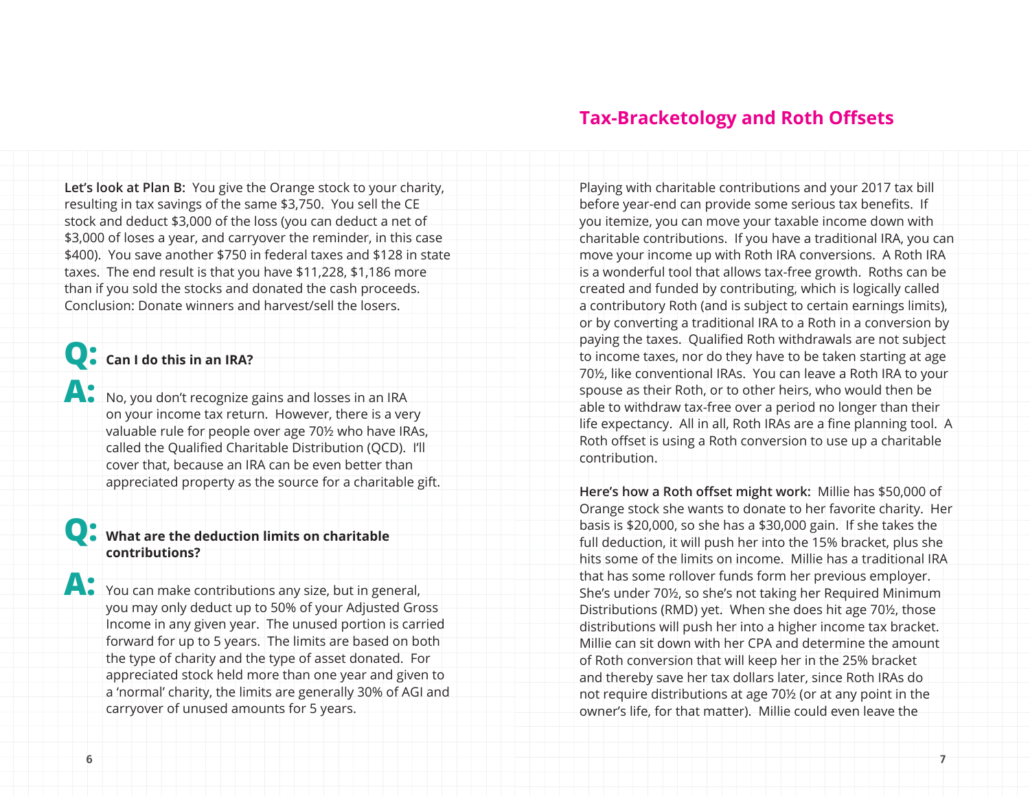**Let's look at Plan B:** You give the Orange stock to your charity, resulting in tax savings of the same $3,750. You sell the CE stock and deduct $3,000 of the loss (you can deduct a net of $3,000 of loses a year, and carryover the reminder, in this case $400). You save another $750 in federal taxes and $128 in state taxes. The end result is that you have $11,228, $1,186 more than if you sold the stocks and donated the cash proceeds. Conclusion: Donate winners and harvest/sell the losers.

**Q: Can I do this in an IRA?**

**A:** No, you don't recognize gains and losses in an IRA on your income tax return. However, there is a very valuable rule for people over age 70½ who have IRAs, called the Qualified Charitable Distribution (QCD). I'll cover that, because an IRA can be even better than appreciated property as the source for a charitable gift.

**Q: What are the deduction limits on charitable contributions?**

**A:** You can make contributions any size, but in general, you may only deduct up to 50% of your Adjusted Gross Income in any given year. The unused portion is carried forward for up to 5 years. The limits are based on both the type of charity and the type of asset donated. For appreciated stock held more than one year and given to a 'normal' charity, the limits are generally 30% of AGI and carryover of unused amounts for 5 years.

## Tax-Bracketology and Roth Offsets

Playing with charitable contributions and your 2017 tax bill before year-end can provide some serious tax benefits. If you itemize, you can move your taxable income down with charitable contributions. If you have a traditional IRA, you can move your income up with Roth IRA conversions. A Roth IRA is a wonderful tool that allows tax-free growth. Roths can be created and funded by contributing, which is logically called a contributory Roth (and is subject to certain earnings limits), or by converting a traditional IRA to a Roth in a conversion by paying the taxes. Qualified Roth withdrawals are not subject to income taxes, nor do they have to be taken starting at age 70½, like conventional IRAs. You can leave a Roth IRA to your spouse as their Roth, or to other heirs, who would then be able to withdraw tax-free over a period no longer than their life expectancy. All in all, Roth IRAs are a fine planning tool. A Roth offset is using a Roth conversion to use up a charitable contribution.

**Here's how a Roth offset might work:** Millie has $50,000 of Orange stock she wants to donate to her favorite charity. Her basis is $20,000, so she has a $30,000 gain. If she takes the full deduction, it will push her into the 15% bracket, plus she hits some of the limits on income. Millie has a traditional IRA that has some rollover funds form her previous employer. She's under 70½, so she's not taking her Required Minimum Distributions (RMD) yet. When she does hit age 70½, those distributions will push her into a higher income tax bracket. Millie can sit down with her CPA and determine the amount of Roth conversion that will keep her in the 25% bracket and thereby save her tax dollars later, since Roth IRAs do not require distributions at age 70½ (or at any point in the owner's life, for that matter). Millie could even leave the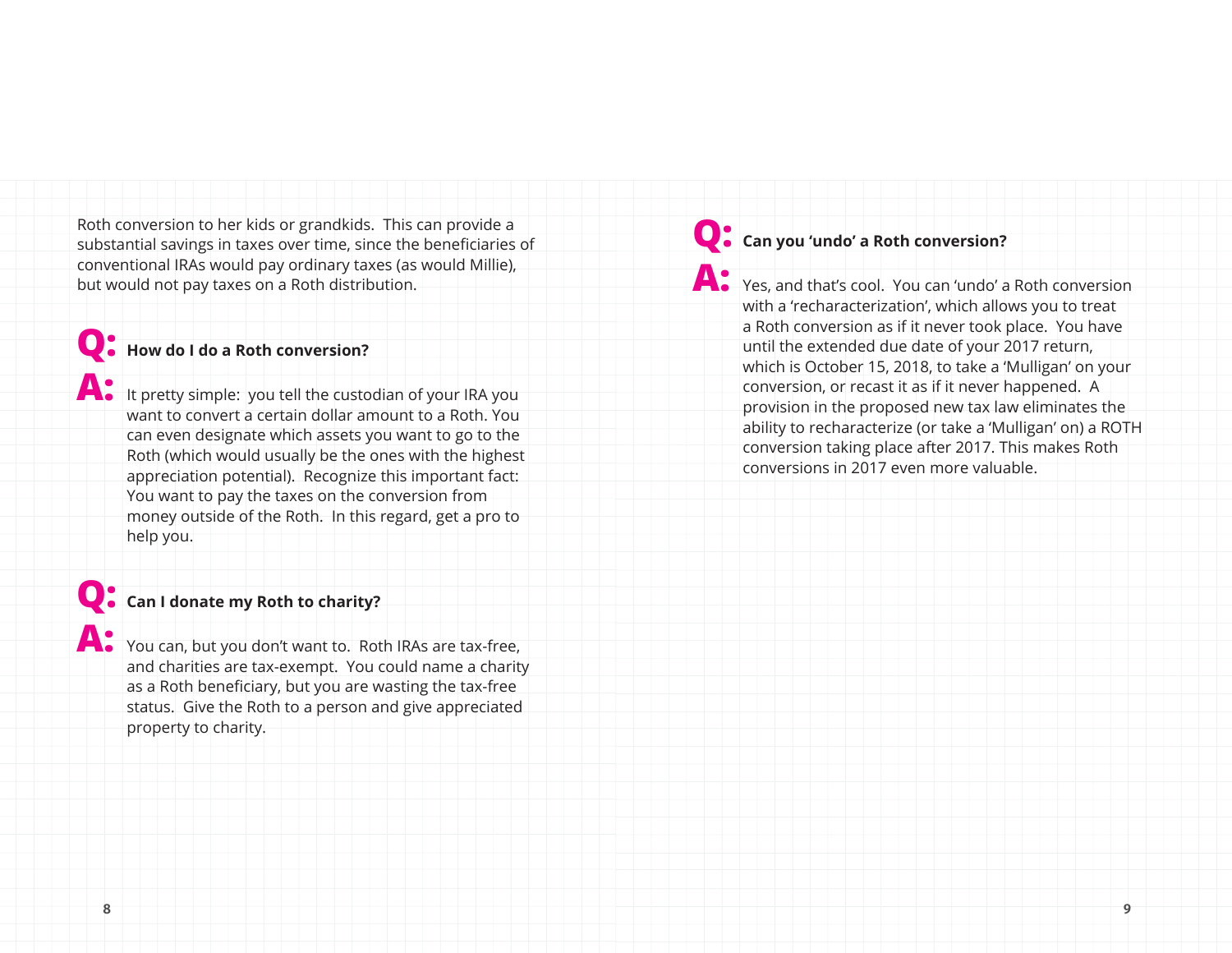Roth conversion to her kids or grandkids. This can provide a substantial savings in taxes over time, since the beneficiaries of conventional IRAs would pay ordinary taxes (as would Millie), but would not pay taxes on a Roth distribution.

**Q: How do I do a Roth conversion?**

**A:** It pretty simple: you tell the custodian of your IRA you want to convert a certain dollar amount to a Roth. You can even designate which assets you want to go to the Roth (which would usually be the ones with the highest appreciation potential). Recognize this important fact: You want to pay the taxes on the conversion from money outside of the Roth. In this regard, get a pro to help you.

**Q: Can I donate my Roth to charity?**

**A:** You can, but you don't want to. Roth IRAs are tax-free, and charities are tax-exempt. You could name a charity as a Roth beneficiary, but you are wasting the tax-free status. Give the Roth to a person and give appreciated property to charity.

**Q: Can you 'undo' a Roth conversion?**

**A:** Yes, and that's cool. You can 'undo' a Roth conversion with a 'recharacterization', which allows you to treat a Roth conversion as if it never took place. You have until the extended due date of your 2017 return, which is October 15, 2018, to take a 'Mulligan' on your conversion, or recast it as if it never happened. A provision in the proposed new tax law eliminates the ability to recharacterize (or take a 'Mulligan' on) a ROTH conversion taking place after 2017. This makes Roth conversions in 2017 even more valuable.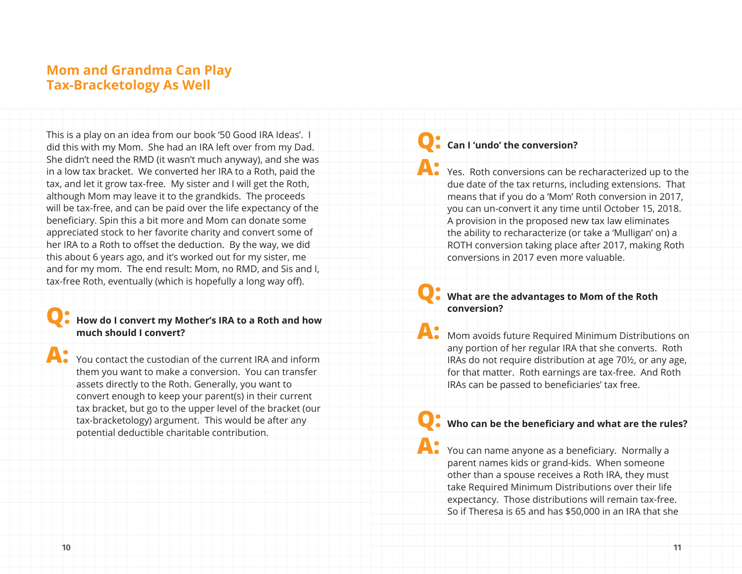## Mom and Grandma Can Play Tax-Bracketology As Well

This is a play on an idea from our book '50 Good IRA Ideas'. I did this with my Mom. She had an IRA left over from my Dad. She didn't need the RMD (it wasn't much anyway), and she was in a low tax bracket. We converted her IRA to a Roth, paid the tax, and let it grow tax-free. My sister and I will get the Roth, although Mom may leave it to the grandkids. The proceeds will be tax-free, and can be paid over the life expectancy of the beneficiary. Spin this a bit more and Mom can donate some appreciated stock to her favorite charity and convert some of her IRA to a Roth to offset the deduction. By the way, we did this about 6 years ago, and it's worked out for my sister, me and for my mom. The end result: Mom, no RMD, and Sis and I, tax-free Roth, eventually (which is hopefully a long way off).

**Q: How do I convert my Mother's IRA to a Roth and how much should I convert?**

**A:** You contact the custodian of the current IRA and inform them you want to make a conversion. You can transfer assets directly to the Roth. Generally, you want to convert enough to keep your parent(s) in their current tax bracket, but go to the upper level of the bracket (our tax-bracketology) argument. This would be after any potential deductible charitable contribution.

**Q: Can I 'undo' the conversion?**

**A:** Yes. Roth conversions can be recharacterized up to the due date of the tax returns, including extensions. That means that if you do a 'Mom' Roth conversion in 2017, you can un-convert it any time until October 15, 2018. A provision in the proposed new tax law eliminates the ability to recharacterize (or take a 'Mulligan' on) a ROTH conversion taking place after 2017, making Roth conversions in 2017 even more valuable.

**Q: What are the advantages to Mom of the Roth conversion?**

**A:** Mom avoids future Required Minimum Distributions on any portion of her regular IRA that she converts. Roth IRAs do not require distribution at age 70½, or any age, for that matter. Roth earnings are tax-free. And Roth IRAs can be passed to beneficiaries' tax free.

**Q: Who can be the beneficiary and what are the rules?**

**A:** You can name anyone as a beneficiary. Normally a parent names kids or grand-kids. When someone other than a spouse receives a Roth IRA, they must take Required Minimum Distributions over their life expectancy. Those distributions will remain tax-free. So if Theresa is 65 and has $50,000 in an IRA that she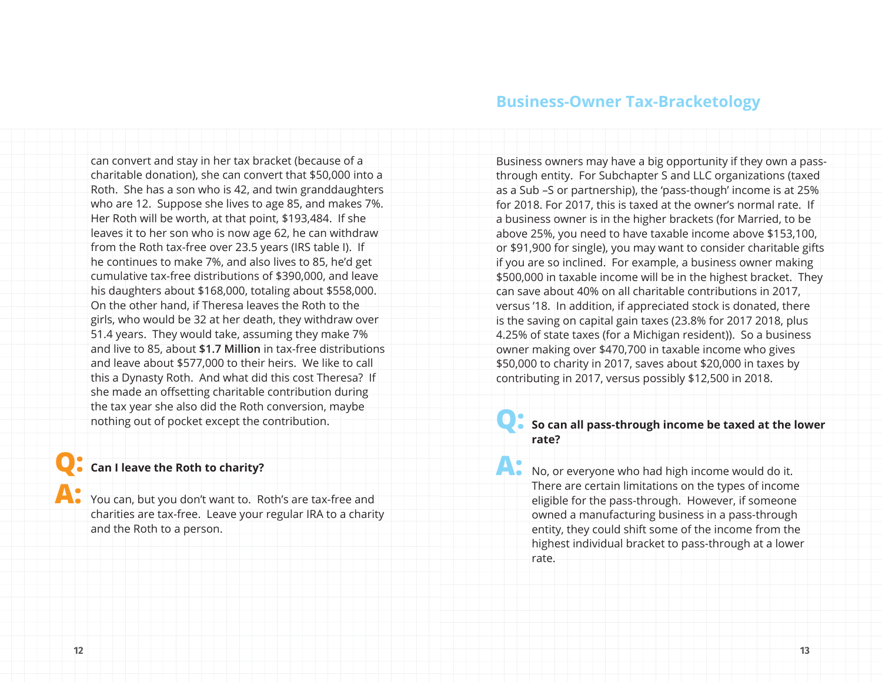can convert and stay in her tax bracket (because of a charitable donation), she can convert that $50,000 into a Roth. She has a son who is 42, and twin granddaughters who are 12. Suppose she lives to age 85, and makes 7%. Her Roth will be worth, at that point, $193,484. If she leaves it to her son who is now age 62, he can withdraw from the Roth tax-free over 23.5 years (IRS table I). If he continues to make 7%, and also lives to 85, he'd get cumulative tax-free distributions of $390,000, and leave his daughters about $168,000, totaling about $558,000. On the other hand, if Theresa leaves the Roth to the girls, who would be 32 at her death, they withdraw over 51.4 years. They would take, assuming they make 7% and live to 85, about **$1.7 Million** in tax-free distributions and leave about $577,000 to their heirs. We like to call this a Dynasty Roth. And what did this cost Theresa? If she made an offsetting charitable contribution during the tax year she also did the Roth conversion, maybe nothing out of pocket except the contribution.

**Q: Can I leave the Roth to charity?**

**A:** You can, but you don't want to. Roth's are tax-free and charities are tax-free. Leave your regular IRA to a charity and the Roth to a person.

## Business-Owner Tax-Bracketology

Business owners may have a big opportunity if they own a pass-through entity. For Subchapter S and LLC organizations (taxed as a Sub –S or partnership), the 'pass-though' income is at 25% for 2018. For 2017, this is taxed at the owner's normal rate. If a business owner is in the higher brackets (for Married, to be above 25%, you need to have taxable income above $153,100, or $91,900 for single), you may want to consider charitable gifts if you are so inclined. For example, a business owner making $500,000 in taxable income will be in the highest bracket. They can save about 40% on all charitable contributions in 2017, versus '18. In addition, if appreciated stock is donated, there is the saving on capital gain taxes (23.8% for 2017 2018, plus 4.25% of state taxes (for a Michigan resident)). So a business owner making over $470,700 in taxable income who gives $50,000 to charity in 2017, saves about $20,000 in taxes by contributing in 2017, versus possibly $12,500 in 2018.

**Q: So can all pass-through income be taxed at the lower rate?**

**A:** No, or everyone who had high income would do it. There are certain limitations on the types of income eligible for the pass-through. However, if someone owned a manufacturing business in a pass-through entity, they could shift some of the income from the highest individual bracket to pass-through at a lower rate.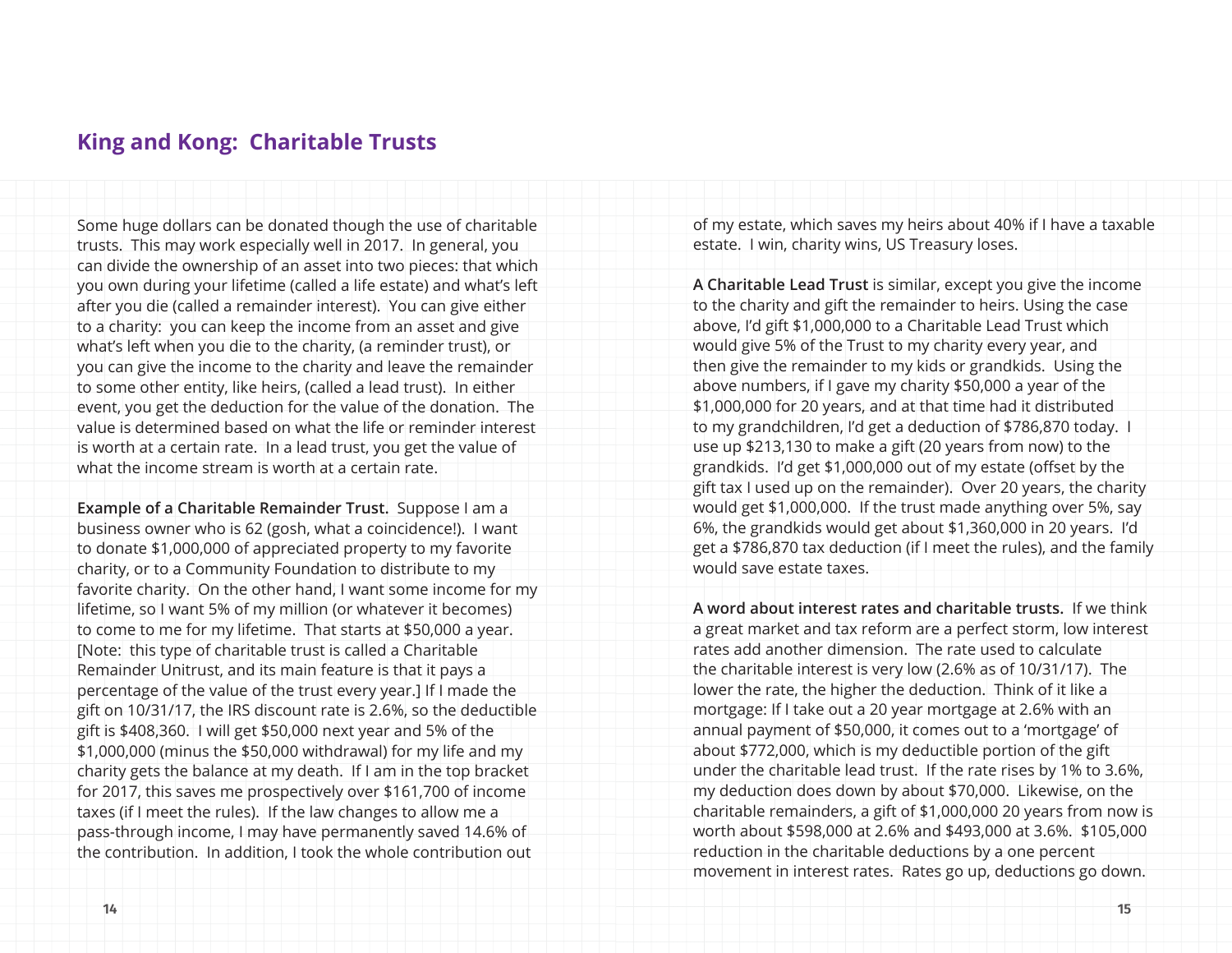## King and Kong: Charitable Trusts

Some huge dollars can be donated though the use of charitable trusts. This may work especially well in 2017. In general, you can divide the ownership of an asset into two pieces: that which you own during your lifetime (called a life estate) and what's left after you die (called a remainder interest). You can give either to a charity: you can keep the income from an asset and give what's left when you die to the charity, (a reminder trust), or you can give the income to the charity and leave the remainder to some other entity, like heirs, (called a lead trust). In either event, you get the deduction for the value of the donation. The value is determined based on what the life or reminder interest is worth at a certain rate. In a lead trust, you get the value of what the income stream is worth at a certain rate.

**Example of a Charitable Remainder Trust.** Suppose I am a business owner who is 62 (gosh, what a coincidence!). I want to donate $1,000,000 of appreciated property to my favorite charity, or to a Community Foundation to distribute to my favorite charity. On the other hand, I want some income for my lifetime, so I want 5% of my million (or whatever it becomes) to come to me for my lifetime. That starts at $50,000 a year. [Note: this type of charitable trust is called a Charitable Remainder Unitrust, and its main feature is that it pays a percentage of the value of the trust every year.] If I made the gift on 10/31/17, the IRS discount rate is 2.6%, so the deductible gift is $408,360. I will get $50,000 next year and 5% of the $1,000,000 (minus the $50,000 withdrawal) for my life and my charity gets the balance at my death. If I am in the top bracket for 2017, this saves me prospectively over $161,700 of income taxes (if I meet the rules). If the law changes to allow me a pass-through income, I may have permanently saved 14.6% of the contribution. In addition, I took the whole contribution out of my estate, which saves my heirs about 40% if I have a taxable estate. I win, charity wins, US Treasury loses.

**A Charitable Lead Trust** is similar, except you give the income to the charity and gift the remainder to heirs. Using the case above, I'd gift $1,000,000 to a Charitable Lead Trust which would give 5% of the Trust to my charity every year, and then give the remainder to my kids or grandkids. Using the above numbers, if I gave my charity $50,000 a year of the $1,000,000 for 20 years, and at that time had it distributed to my grandchildren, I'd get a deduction of $786,870 today. I use up $213,130 to make a gift (20 years from now) to the grandkids. I'd get $1,000,000 out of my estate (offset by the gift tax I used up on the remainder). Over 20 years, the charity would get $1,000,000. If the trust made anything over 5%, say 6%, the grandkids would get about $1,360,000 in 20 years. I'd get a $786,870 tax deduction (if I meet the rules), and the family would save estate taxes.

**A word about interest rates and charitable trusts.** If we think a great market and tax reform are a perfect storm, low interest rates add another dimension. The rate used to calculate the charitable interest is very low (2.6% as of 10/31/17). The lower the rate, the higher the deduction. Think of it like a mortgage: If I take out a 20 year mortgage at 2.6% with an annual payment of $50,000, it comes out to a 'mortgage' of about $772,000, which is my deductible portion of the gift under the charitable lead trust. If the rate rises by 1% to 3.6%, my deduction does down by about $70,000. Likewise, on the charitable remainders, a gift of $1,000,000 20 years from now is worth about $598,000 at 2.6% and $493,000 at 3.6%. $105,000 reduction in the charitable deductions by a one percent movement in interest rates. Rates go up, deductions go down.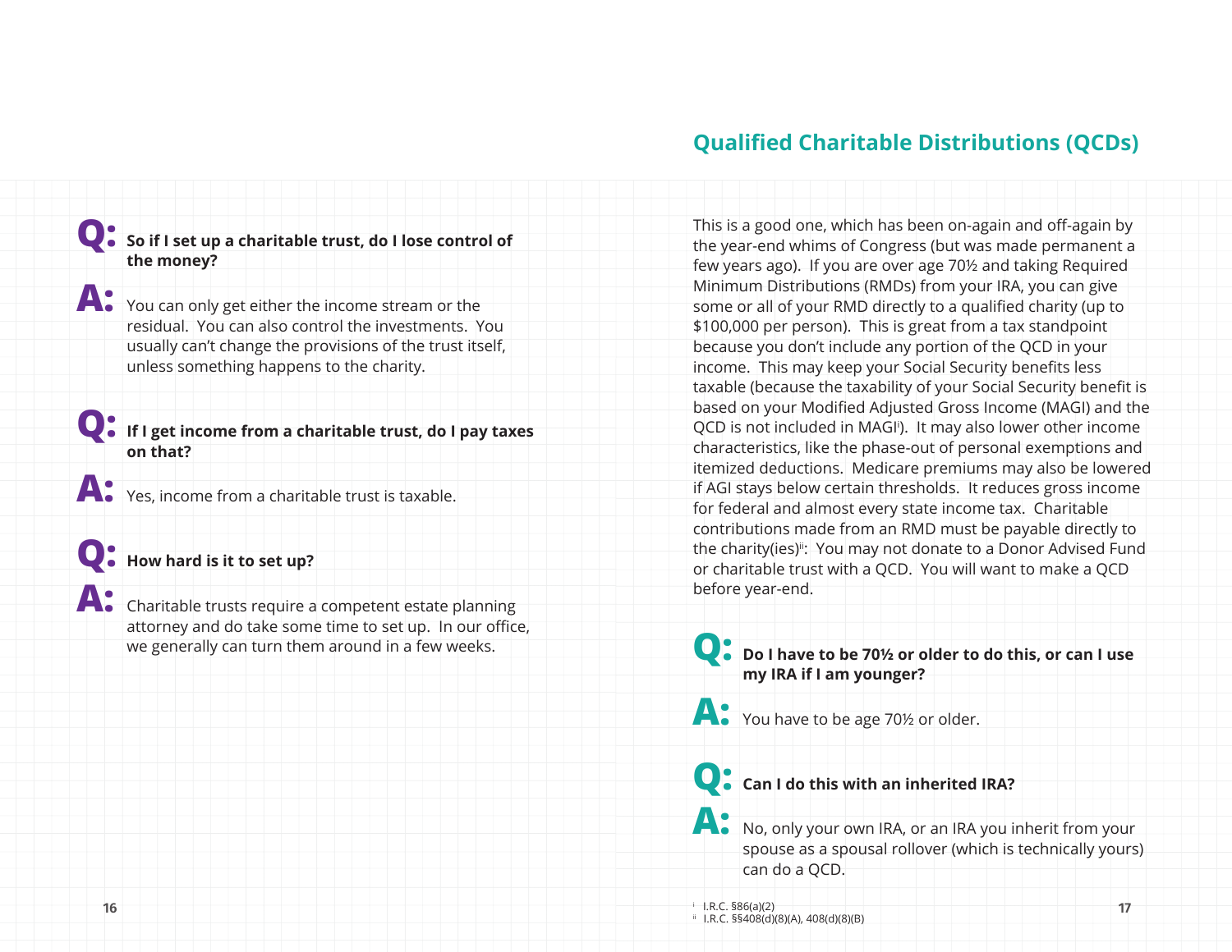**Q: So if I set up a charitable trust, do I lose control of the money?**

**A:** You can only get either the income stream or the residual. You can also control the investments. You usually can't change the provisions of the trust itself, unless something happens to the charity.

**Q: If I get income from a charitable trust, do I pay taxes on that?**

**A:** Yes, income from a charitable trust is taxable.

**Q: How hard is it to set up?**

**A:** Charitable trusts require a competent estate planning attorney and do take some time to set up. In our office, we generally can turn them around in a few weeks.

## Qualified Charitable Distributions (QCDs)

This is a good one, which has been on-again and off-again by the year-end whims of Congress (but was made permanent a few years ago). If you are over age 70½ and taking Required Minimum Distributions (RMDs) from your IRA, you can give some or all of your RMD directly to a qualified charity (up to $100,000 per person). This is great from a tax standpoint because you don't include any portion of the QCD in your income. This may keep your Social Security benefits less taxable (because the taxability of your Social Security benefit is based on your Modified Adjusted Gross Income (MAGI) and the QCD is not included in MAGI[i]). It may also lower other income characteristics, like the phase-out of personal exemptions and itemized deductions. Medicare premiums may also be lowered if AGI stays below certain thresholds. It reduces gross income for federal and almost every state income tax. Charitable contributions made from an RMD must be payable directly to the charity(ies)[ii]: You may not donate to a Donor Advised Fund or charitable trust with a QCD. You will want to make a QCD before year-end.

**Q: Do I have to be 70½ or older to do this, or can I use my IRA if I am younger?**

**A:** You have to be age 70½ or older.

**Q: Can I do this with an inherited IRA?**

**A:** No, only your own IRA, or an IRA you inherit from your spouse as a spousal rollover (which is technically yours) can do a QCD.

[i] I.R.C. §86(a)(2)
[ii] I.R.C. §§408(d)(8)(A), 408(d)(8)(B)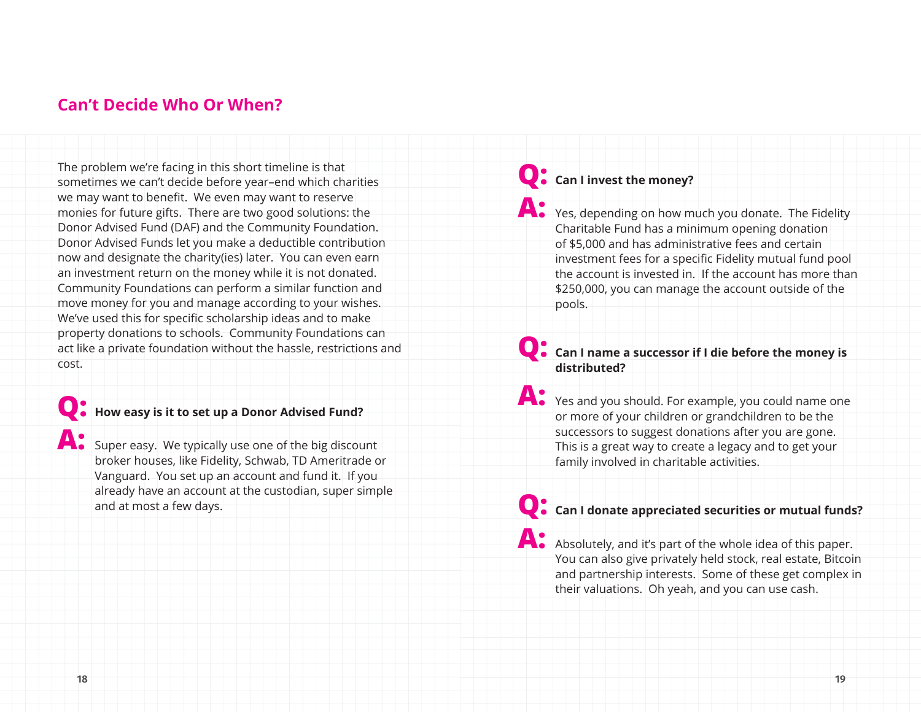## Can't Decide Who Or When?

The problem we're facing in this short timeline is that sometimes we can't decide before year–end which charities we may want to benefit. We even may want to reserve monies for future gifts. There are two good solutions: the Donor Advised Fund (DAF) and the Community Foundation. Donor Advised Funds let you make a deductible contribution now and designate the charity(ies) later. You can even earn an investment return on the money while it is not donated. Community Foundations can perform a similar function and move money for you and manage according to your wishes. We've used this for specific scholarship ideas and to make property donations to schools. Community Foundations can act like a private foundation without the hassle, restrictions and cost.

**Q: How easy is it to set up a Donor Advised Fund?**

**A:** Super easy. We typically use one of the big discount broker houses, like Fidelity, Schwab, TD Ameritrade or Vanguard. You set up an account and fund it. If you already have an account at the custodian, super simple and at most a few days.

**Q: Can I invest the money?**

**A:** Yes, depending on how much you donate. The Fidelity Charitable Fund has a minimum opening donation of $5,000 and has administrative fees and certain investment fees for a specific Fidelity mutual fund pool the account is invested in. If the account has more than $250,000, you can manage the account outside of the pools.

**Q: Can I name a successor if I die before the money is distributed?**

**A:** Yes and you should. For example, you could name one or more of your children or grandchildren to be the successors to suggest donations after you are gone. This is a great way to create a legacy and to get your family involved in charitable activities.

**Q: Can I donate appreciated securities or mutual funds?**

**A:** Absolutely, and it's part of the whole idea of this paper. You can also give privately held stock, real estate, Bitcoin and partnership interests. Some of these get complex in their valuations. Oh yeah, and you can use cash.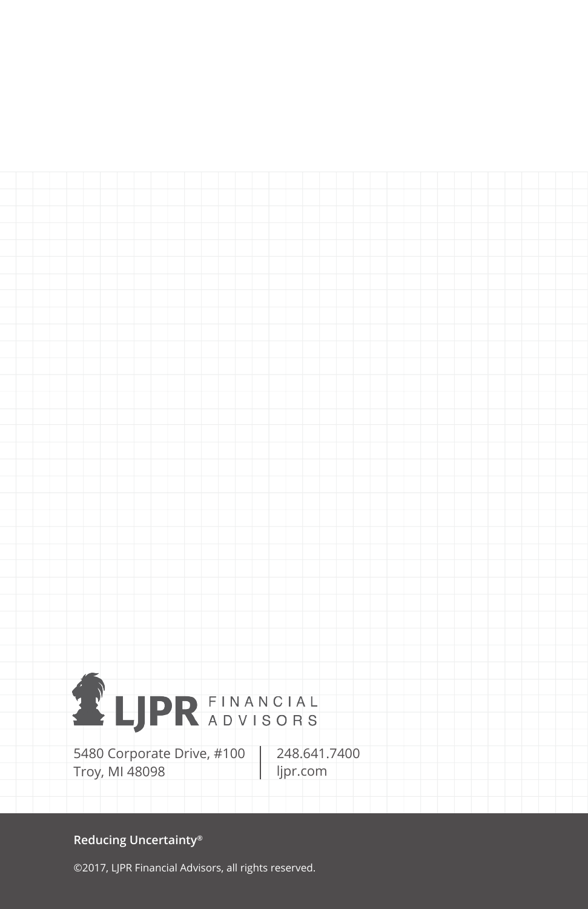LJPR FINANCIAL ADVISORS

5480 Corporate Drive, #100
Troy, MI 48098

248.641.7400
ljpr.com

**Reducing Uncertainty®**

©2017, LJPR Financial Advisors, all rights reserved.